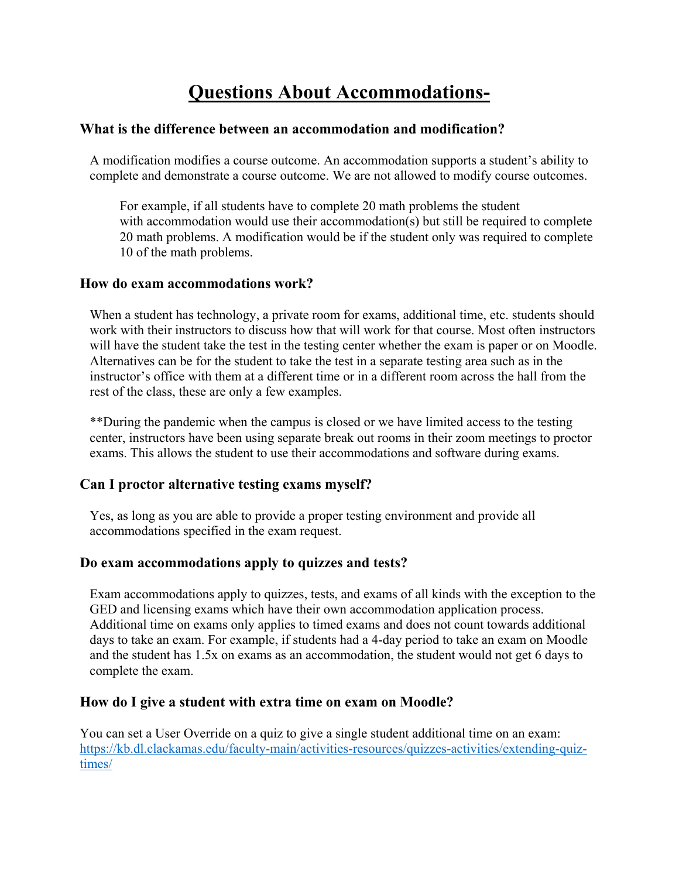# Questions About Accommodations-

### What is the difference between an accommodation and modification?

A modification modifies a course outcome. An accommodation supports a student's ability to complete and demonstrate a course outcome. We are not allowed to modify course outcomes.

> For example, if all students have to complete 20 math problems the student with accommodation would use their accommodation(s) but still be required to complete 20 math problems. A modification would be if the student only was required to complete 10 of the math problems.

### How do exam accommodations work?

When a student has technology, a private room for exams, additional time, etc. students should work with their instructors to discuss how that will work for that course. Most often instructors will have the student take the test in the testing center whether the exam is paper or on Moodle. Alternatives can be for the student to take the test in a separate testing area such as in the instructor's office with them at a different time or in a different room across the hall from the rest of the class, these are only a few examples.

**During the pandemic when the campus is closed or we have limited access to the testing center, instructors have been using separate break out rooms in their zoom meetings to proctor exams. This allows the student to use their accommodations and software during exams.

### Can I proctor alternative testing exams myself?

Yes, as long as you are able to provide a proper testing environment and provide all accommodations specified in the exam request.

### Do exam accommodations apply to quizzes and tests?

Exam accommodations apply to quizzes, tests, and exams of all kinds with the exception to the GED and licensing exams which have their own accommodation application process. Additional time on exams only applies to timed exams and does not count towards additional days to take an exam. For example, if students had a 4-day period to take an exam on Moodle and the student has 1.5x on exams as an accommodation, the student would not get 6 days to complete the exam.

### How do I give a student with extra time on exam on Moodle?

You can set a User Override on a quiz to give a single student additional time on an exam: [https://kb.dl.clackamas.edu/faculty-main/activities-resources/quizzes-activities/extending-quiz-times/](https://kb.dl.clackamas.edu/faculty-main/activities-resources/quizzes-activities/extending-quiz-times/)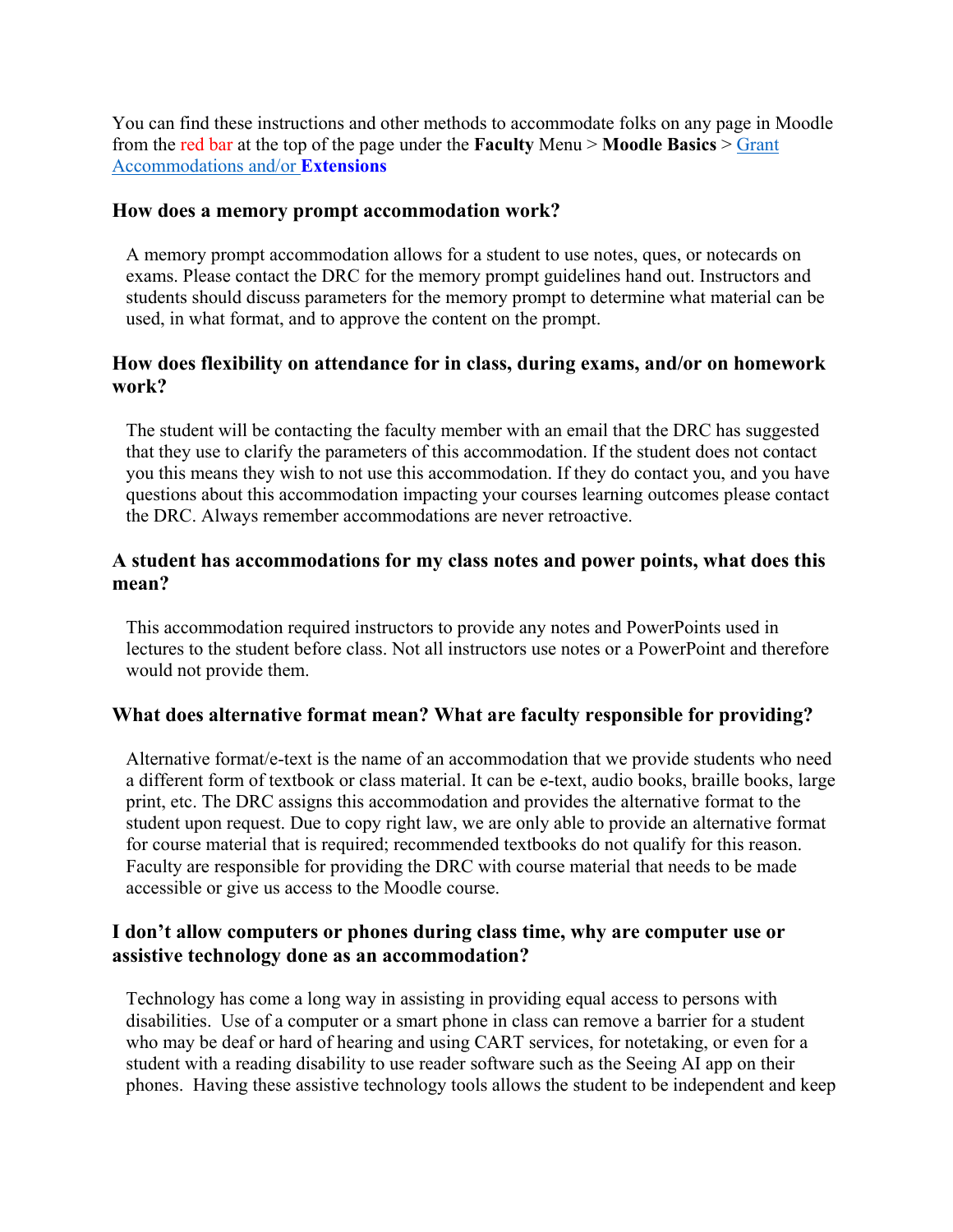You can find these instructions and other methods to accommodate folks on any page in Moodle from the red bar at the top of the page under the **Faculty** Menu > **Moodle Basics** > Grant Accommodations and/or **Extensions**

### How does a memory prompt accommodation work?

A memory prompt accommodation allows for a student to use notes, ques, or notecards on exams. Please contact the DRC for the memory prompt guidelines hand out. Instructors and students should discuss parameters for the memory prompt to determine what material can be used, in what format, and to approve the content on the prompt.

### How does flexibility on attendance for in class, during exams, and/or on homework work?

The student will be contacting the faculty member with an email that the DRC has suggested that they use to clarify the parameters of this accommodation. If the student does not contact you this means they wish to not use this accommodation. If they do contact you, and you have questions about this accommodation impacting your courses learning outcomes please contact the DRC. Always remember accommodations are never retroactive.

### A student has accommodations for my class notes and power points, what does this mean?

This accommodation required instructors to provide any notes and PowerPoints used in lectures to the student before class. Not all instructors use notes or a PowerPoint and therefore would not provide them.

### What does alternative format mean? What are faculty responsible for providing?

Alternative format/e-text is the name of an accommodation that we provide students who need a different form of textbook or class material. It can be e-text, audio books, braille books, large print, etc. The DRC assigns this accommodation and provides the alternative format to the student upon request. Due to copy right law, we are only able to provide an alternative format for course material that is required; recommended textbooks do not qualify for this reason. Faculty are responsible for providing the DRC with course material that needs to be made accessible or give us access to the Moodle course.

### I don't allow computers or phones during class time, why are computer use or assistive technology done as an accommodation?

Technology has come a long way in assisting in providing equal access to persons with disabilities. Use of a computer or a smart phone in class can remove a barrier for a student who may be deaf or hard of hearing and using CART services, for notetaking, or even for a student with a reading disability to use reader software such as the Seeing AI app on their phones. Having these assistive technology tools allows the student to be independent and keep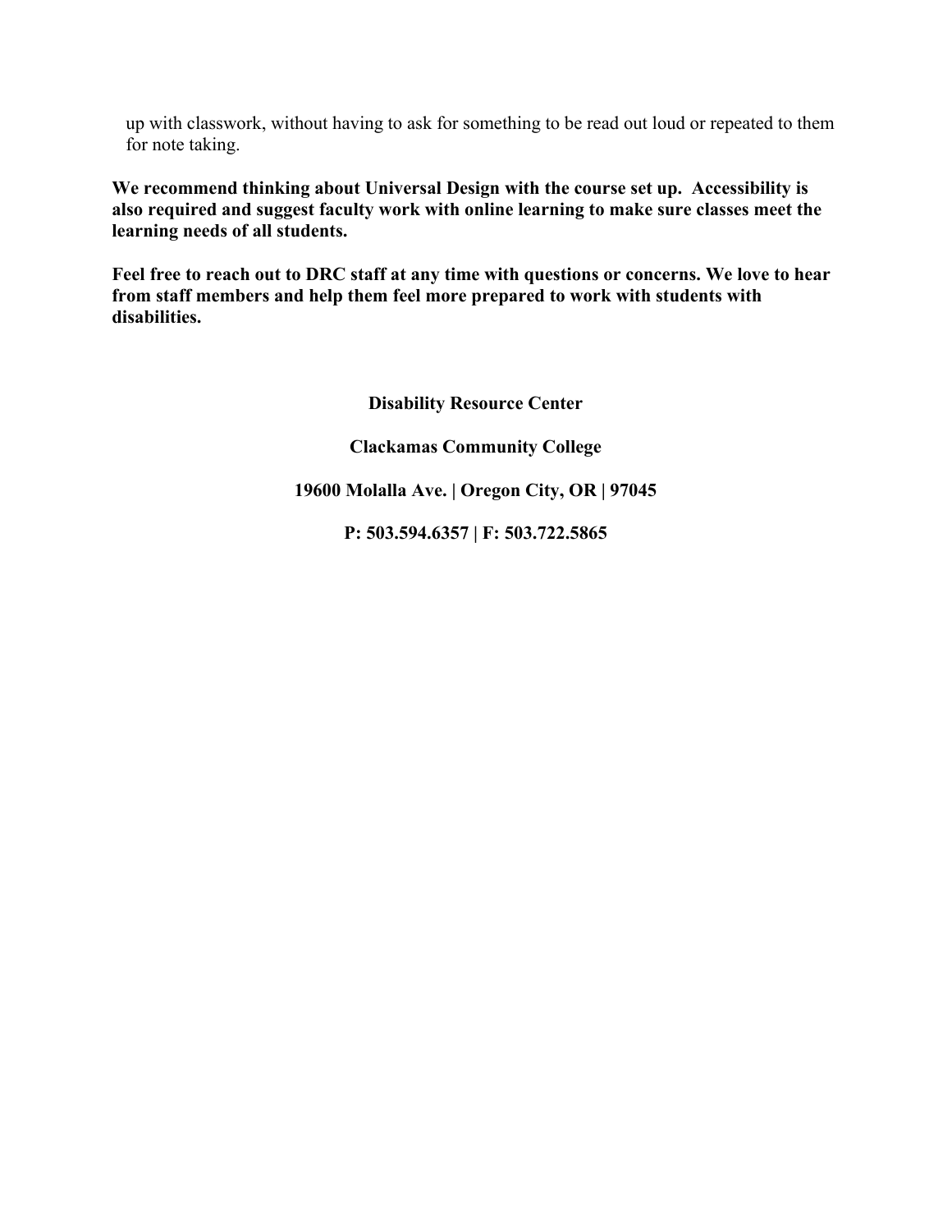up with classwork, without having to ask for something to be read out loud or repeated to them for note taking.

**We recommend thinking about Universal Design with the course set up. Accessibility is also required and suggest faculty work with online learning to make sure classes meet the learning needs of all students.**

**Feel free to reach out to DRC staff at any time with questions or concerns. We love to hear from staff members and help them feel more prepared to work with students with disabilities.**

**Disability Resource Center**

**Clackamas Community College**

**19600 Molalla Ave. | Oregon City, OR | 97045**

**P: 503.594.6357 | F: 503.722.5865**